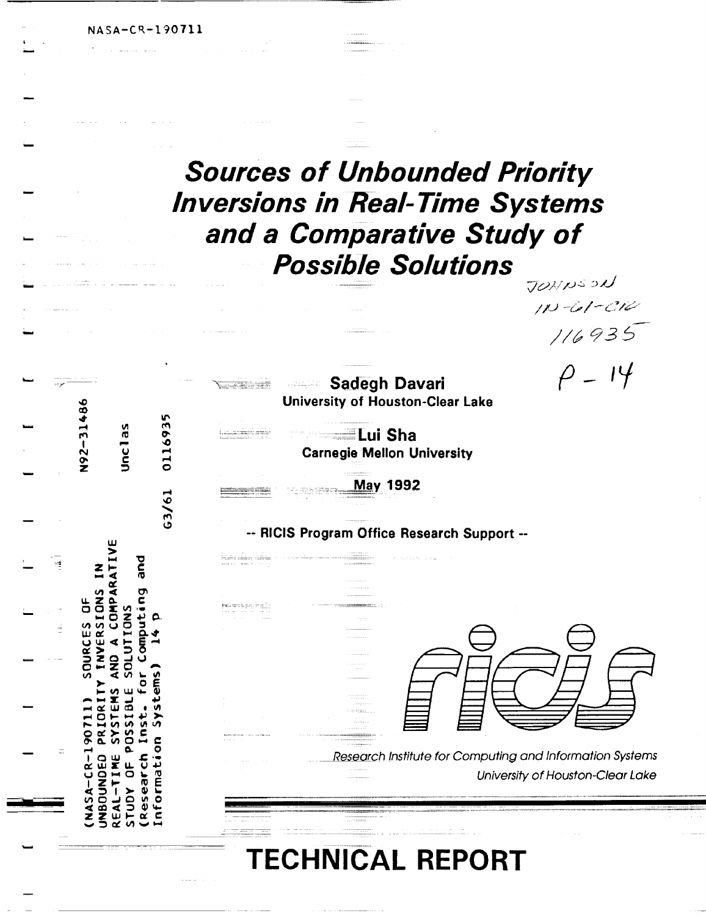NASA-CR-190711

# *Sources of Unbounded Priority Inversions in Real-Time Systems and a Comparative Study of Possible Solutions*

JOHNSON
IN-61-CR
116935
P - 14

**Sadegh Davari**
**University of Houston-Clear Lake**

**Lui Sha**
**Carnegie Mellon University**

**May 1992**

**-- RICIS Program Office Research Support --**

N92-31486

Unclas

G3/61 0116935

(NASA-CR-190711) SOURCES OF UNBOUNDED PRIORITY INVERSIONS IN REAL-TIME SYSTEMS AND A COMPARATIVE STUDY OF POSSIBLE SOLUTIONS (Research Inst. for Computing and Information Systems) 14 p

ricis

*Research Institute for Computing and Information Systems*
*University of Houston-Clear Lake*

# TECHNICAL REPORT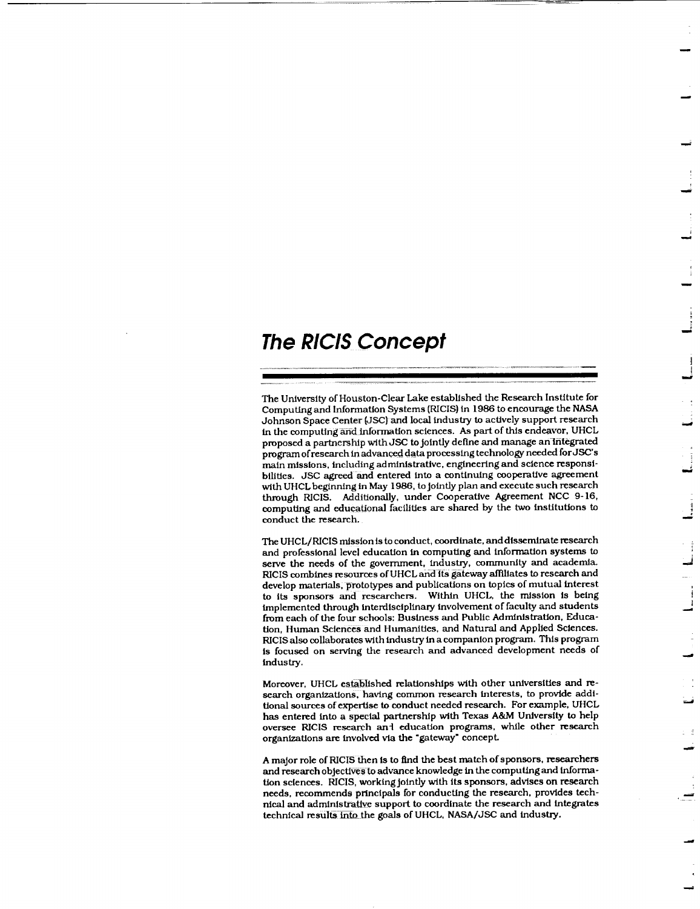# The RICIS Concept

The University of Houston-Clear Lake established the Research Institute for Computing and Information Systems (RICIS) in 1986 to encourage the NASA Johnson Space Center (JSC) and local industry to actively support research in the computing and information sciences. As part of this endeavor, UHCL proposed a partnership with JSC to jointly define and manage an integrated program of research in advanced data processing technology needed for JSC's main missions, including administrative, engineering and science responsibilities. JSC agreed and entered into a continuing cooperative agreement with UHCL beginning in May 1986, to jointly plan and execute such research through RICIS. Additionally, under Cooperative Agreement NCC 9-16, computing and educational facilities are shared by the two institutions to conduct the research.

The UHCL/RICIS mission is to conduct, coordinate, and disseminate research and professional level education in computing and information systems to serve the needs of the government, industry, community and academia. RICIS combines resources of UHCL and its gateway affiliates to research and develop materials, prototypes and publications on topics of mutual interest to its sponsors and researchers. Within UHCL, the mission is being implemented through interdisciplinary involvement of faculty and students from each of the four schools: Business and Public Administration, Education, Human Sciences and Humanities, and Natural and Applied Sciences. RICIS also collaborates with industry in a companion program. This program is focused on serving the research and advanced development needs of industry.

Moreover, UHCL established relationships with other universities and research organizations, having common research interests, to provide additional sources of expertise to conduct needed research. For example, UHCL has entered into a special partnership with Texas A&M University to help oversee RICIS research and education programs, while other research organizations are involved via the "gateway" concept.

A major role of RICIS then is to find the best match of sponsors, researchers and research objectives to advance knowledge in the computing and information sciences. RICIS, working jointly with its sponsors, advises on research needs, recommends principals for conducting the research, provides technical and administrative support to coordinate the research and integrates technical results into the goals of UHCL, NASA/JSC and industry.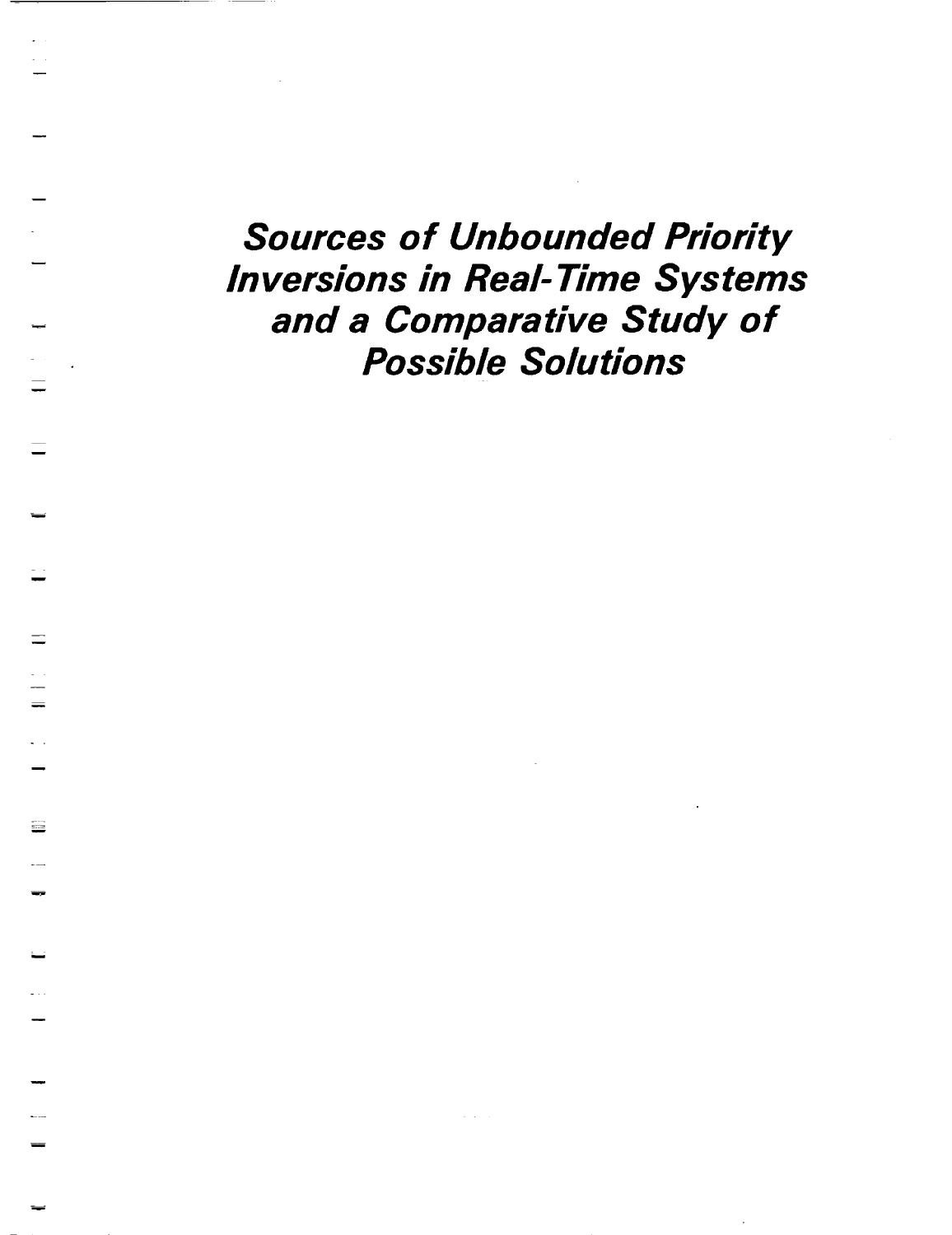# *Sources of Unbounded Priority Inversions in Real-Time Systems and a Comparative Study of Possible Solutions*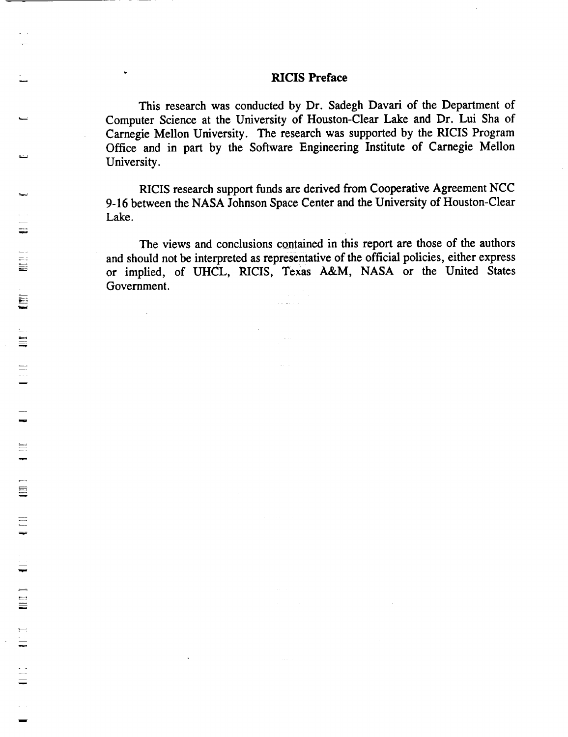## RICIS Preface

This research was conducted by Dr. Sadegh Davari of the Department of Computer Science at the University of Houston-Clear Lake and Dr. Lui Sha of Carnegie Mellon University. The research was supported by the RICIS Program Office and in part by the Software Engineering Institute of Carnegie Mellon University.

RICIS research support funds are derived from Cooperative Agreement NCC 9-16 between the NASA Johnson Space Center and the University of Houston-Clear Lake.

The views and conclusions contained in this report are those of the authors and should not be interpreted as representative of the official policies, either express or implied, of UHCL, RICIS, Texas A&M, NASA or the United States Government.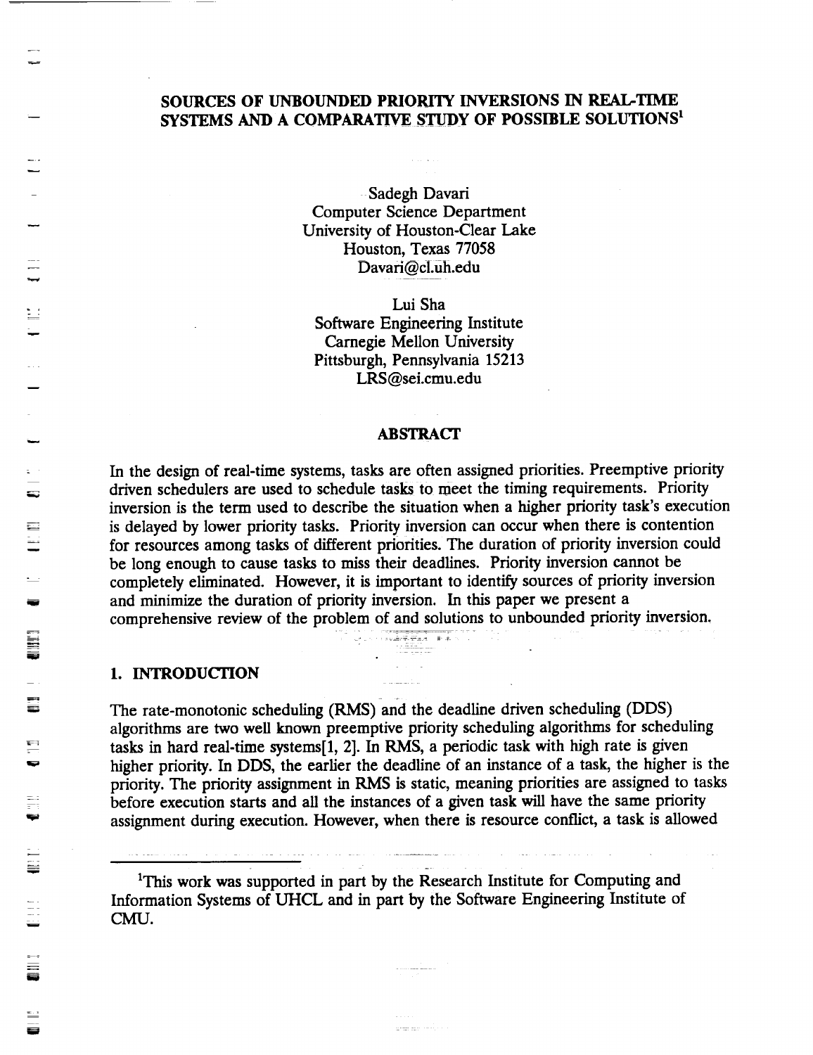# SOURCES OF UNBOUNDED PRIORITY INVERSIONS IN REAL-TIME SYSTEMS AND A COMPARATIVE STUDY OF POSSIBLE SOLUTIONS[1]

Sadegh Davari
Computer Science Department
University of Houston-Clear Lake
Houston, Texas 77058
Davari@cl.uh.edu

Lui Sha
Software Engineering Institute
Carnegie Mellon University
Pittsburgh, Pennsylvania 15213
LRS@sei.cmu.edu

## ABSTRACT

In the design of real-time systems, tasks are often assigned priorities. Preemptive priority driven schedulers are used to schedule tasks to meet the timing requirements. Priority inversion is the term used to describe the situation when a higher priority task's execution is delayed by lower priority tasks. Priority inversion can occur when there is contention for resources among tasks of different priorities. The duration of priority inversion could be long enough to cause tasks to miss their deadlines. Priority inversion cannot be completely eliminated. However, it is important to identify sources of priority inversion and minimize the duration of priority inversion. In this paper we present a comprehensive review of the problem of and solutions to unbounded priority inversion.

## 1. INTRODUCTION

The rate-monotonic scheduling (RMS) and the deadline driven scheduling (DDS) algorithms are two well known preemptive priority scheduling algorithms for scheduling tasks in hard real-time systems[1, 2]. In RMS, a periodic task with high rate is given higher priority. In DDS, the earlier the deadline of an instance of a task, the higher is the priority. The priority assignment in RMS is static, meaning priorities are assigned to tasks before execution starts and all the instances of a given task will have the same priority assignment during execution. However, when there is resource conflict, a task is allowed

[1]This work was supported in part by the Research Institute for Computing and Information Systems of UHCL and in part by the Software Engineering Institute of CMU.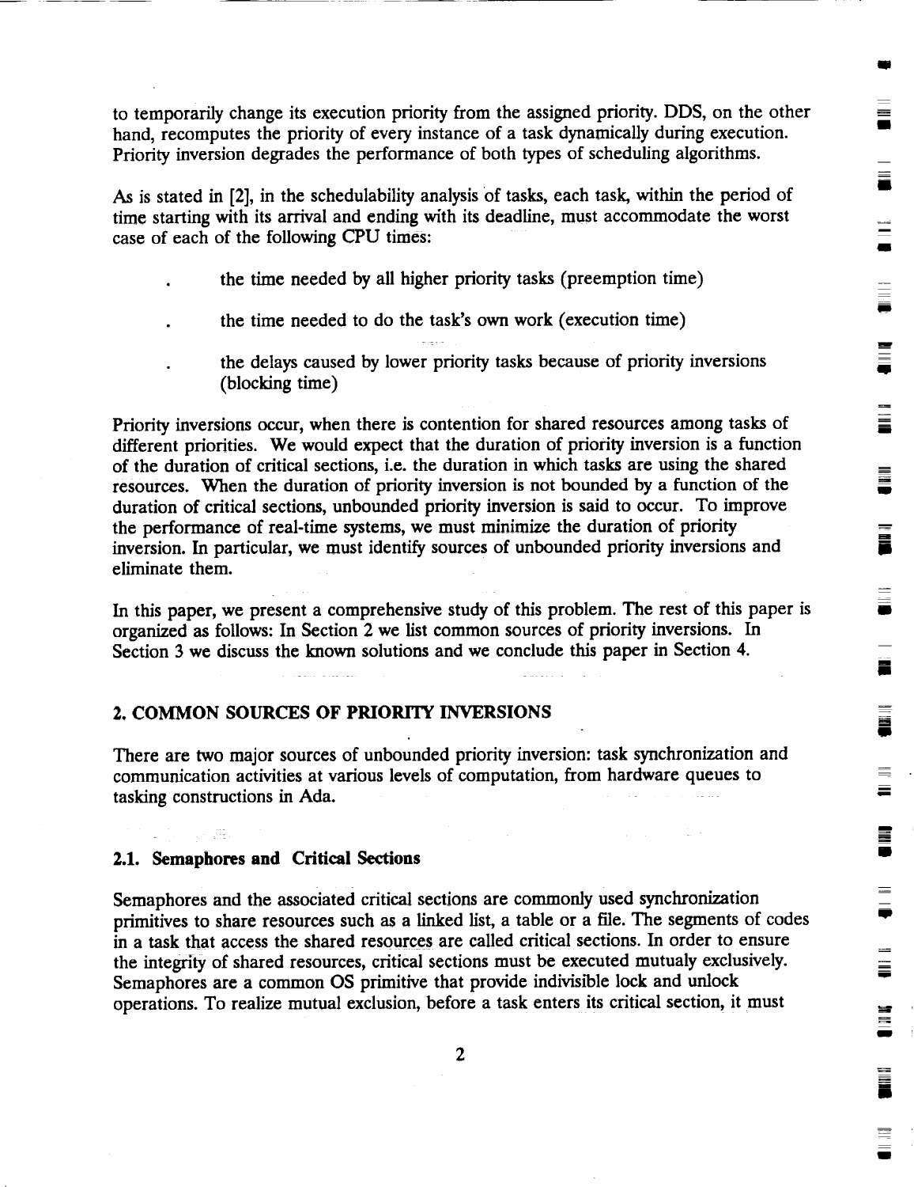to temporarily change its execution priority from the assigned priority. DDS, on the other hand, recomputes the priority of every instance of a task dynamically during execution. Priority inversion degrades the performance of both types of scheduling algorithms.

As is stated in [2], in the schedulability analysis of tasks, each task, within the period of time starting with its arrival and ending with its deadline, must accommodate the worst case of each of the following CPU times:

- the time needed by all higher priority tasks (preemption time)
- the time needed to do the task's own work (execution time)
- the delays caused by lower priority tasks because of priority inversions (blocking time)

Priority inversions occur, when there is contention for shared resources among tasks of different priorities. We would expect that the duration of priority inversion is a function of the duration of critical sections, i.e. the duration in which tasks are using the shared resources. When the duration of priority inversion is not bounded by a function of the duration of critical sections, unbounded priority inversion is said to occur. To improve the performance of real-time systems, we must minimize the duration of priority inversion. In particular, we must identify sources of unbounded priority inversions and eliminate them.

In this paper, we present a comprehensive study of this problem. The rest of this paper is organized as follows: In Section 2 we list common sources of priority inversions. In Section 3 we discuss the known solutions and we conclude this paper in Section 4.

## 2. COMMON SOURCES OF PRIORITY INVERSIONS

There are two major sources of unbounded priority inversion: task synchronization and communication activities at various levels of computation, from hardware queues to tasking constructions in Ada.

### 2.1. Semaphores and Critical Sections

Semaphores and the associated critical sections are commonly used synchronization primitives to share resources such as a linked list, a table or a file. The segments of codes in a task that access the shared resources are called critical sections. In order to ensure the integrity of shared resources, critical sections must be executed mutualy exclusively. Semaphores are a common OS primitive that provide indivisible lock and unlock operations. To realize mutual exclusion, before a task enters its critical section, it must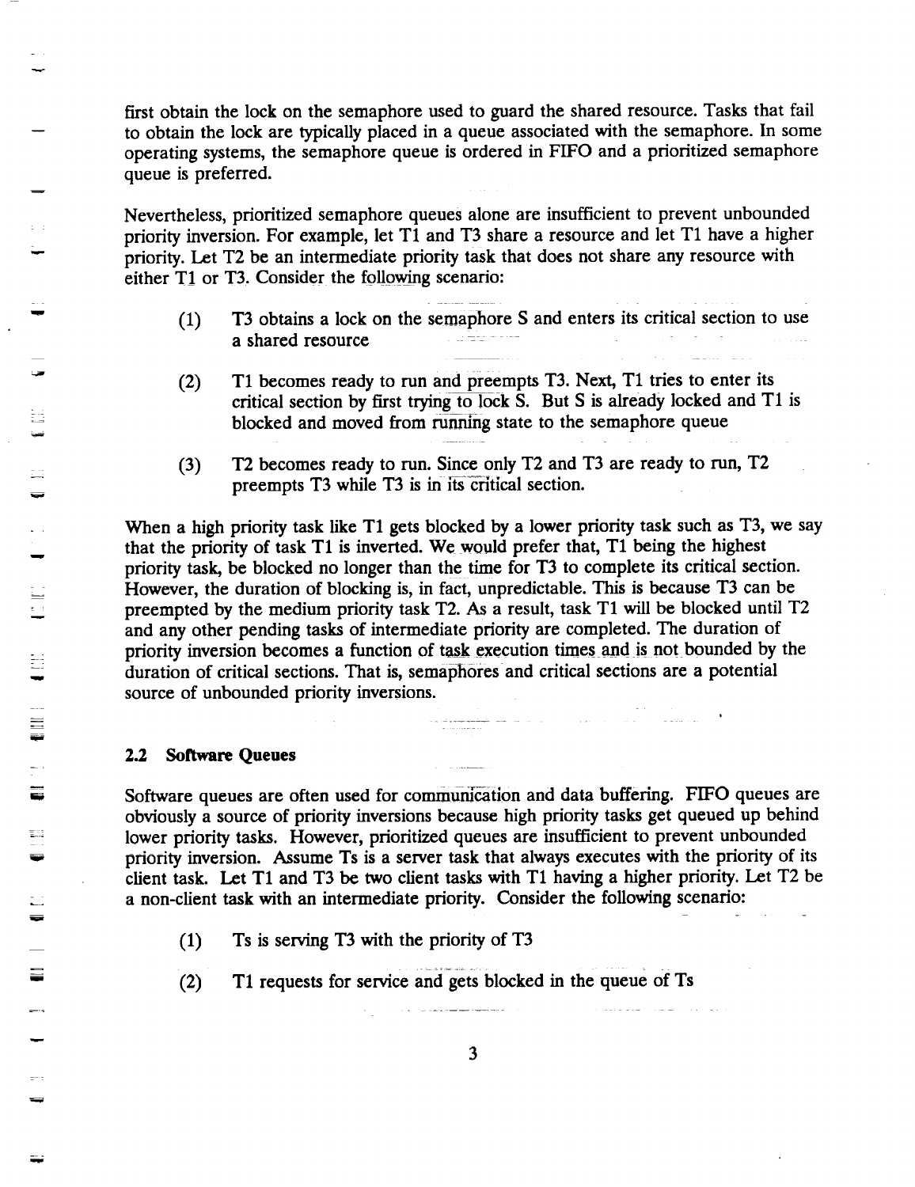first obtain the lock on the semaphore used to guard the shared resource. Tasks that fail to obtain the lock are typically placed in a queue associated with the semaphore. In some operating systems, the semaphore queue is ordered in FIFO and a prioritized semaphore queue is preferred.

Nevertheless, prioritized semaphore queues alone are insufficient to prevent unbounded priority inversion. For example, let T1 and T3 share a resource and let T1 have a higher priority. Let T2 be an intermediate priority task that does not share any resource with either T1 or T3. Consider the following scenario:

(1) T3 obtains a lock on the semaphore S and enters its critical section to use a shared resource

(2) T1 becomes ready to run and preempts T3. Next, T1 tries to enter its critical section by first trying to lock S. But S is already locked and T1 is blocked and moved from running state to the semaphore queue

(3) T2 becomes ready to run. Since only T2 and T3 are ready to run, T2 preempts T3 while T3 is in its critical section.

When a high priority task like T1 gets blocked by a lower priority task such as T3, we say that the priority of task T1 is inverted. We would prefer that, T1 being the highest priority task, be blocked no longer than the time for T3 to complete its critical section. However, the duration of blocking is, in fact, unpredictable. This is because T3 can be preempted by the medium priority task T2. As a result, task T1 will be blocked until T2 and any other pending tasks of intermediate priority are completed. The duration of priority inversion becomes a function of task execution times and is not bounded by the duration of critical sections. That is, semaphores and critical sections are a potential source of unbounded priority inversions.

### 2.2 Software Queues

Software queues are often used for communication and data buffering. FIFO queues are obviously a source of priority inversions because high priority tasks get queued up behind lower priority tasks. However, prioritized queues are insufficient to prevent unbounded priority inversion. Assume Ts is a server task that always executes with the priority of its client task. Let T1 and T3 be two client tasks with T1 having a higher priority. Let T2 be a non-client task with an intermediate priority. Consider the following scenario:

(1) Ts is serving T3 with the priority of T3

(2) T1 requests for service and gets blocked in the queue of Ts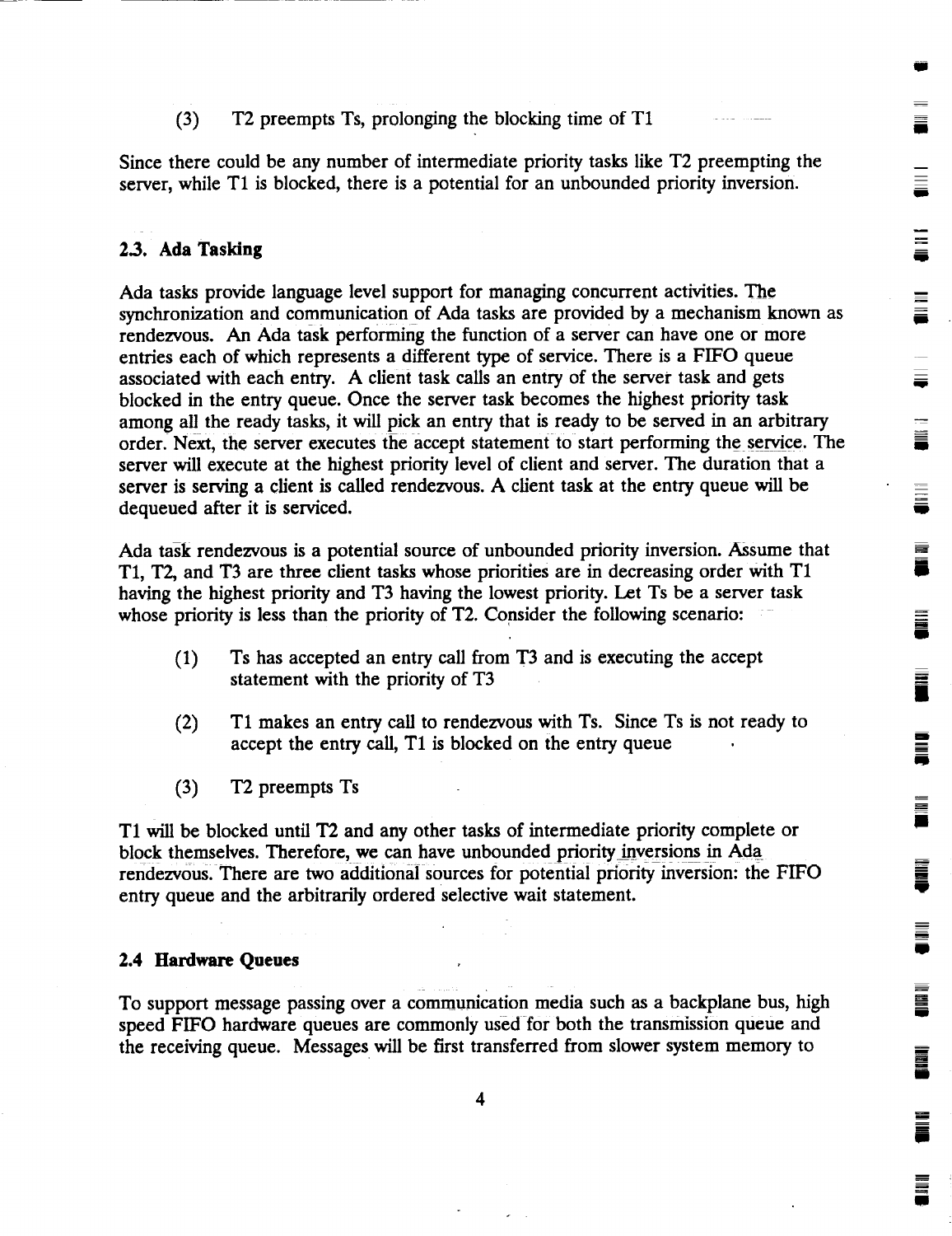(3) T2 preempts Ts, prolonging the blocking time of T1

Since there could be any number of intermediate priority tasks like T2 preempting the server, while T1 is blocked, there is a potential for an unbounded priority inversion.

## 2.3. Ada Tasking

Ada tasks provide language level support for managing concurrent activities. The synchronization and communication of Ada tasks are provided by a mechanism known as rendezvous. An Ada task performing the function of a server can have one or more entries each of which represents a different type of service. There is a FIFO queue associated with each entry. A client task calls an entry of the server task and gets blocked in the entry queue. Once the server task becomes the highest priority task among all the ready tasks, it will pick an entry that is ready to be served in an arbitrary order. Next, the server executes the accept statement to start performing the service. The server will execute at the highest priority level of client and server. The duration that a server is serving a client is called rendezvous. A client task at the entry queue will be dequeued after it is serviced.

Ada task rendezvous is a potential source of unbounded priority inversion. Assume that T1, T2, and T3 are three client tasks whose priorities are in decreasing order with T1 having the highest priority and T3 having the lowest priority. Let Ts be a server task whose priority is less than the priority of T2. Consider the following scenario:

(1) Ts has accepted an entry call from T3 and is executing the accept statement with the priority of T3

(2) T1 makes an entry call to rendezvous with Ts. Since Ts is not ready to accept the entry call, T1 is blocked on the entry queue

(3) T2 preempts Ts

T1 will be blocked until T2 and any other tasks of intermediate priority complete or block themselves. Therefore, we can have unbounded priority inversions in Ada rendezvous. There are two additional sources for potential priority inversion: the FIFO entry queue and the arbitrarily ordered selective wait statement.

## 2.4 Hardware Queues

To support message passing over a communication media such as a backplane bus, high speed FIFO hardware queues are commonly used for both the transmission queue and the receiving queue. Messages will be first transferred from slower system memory to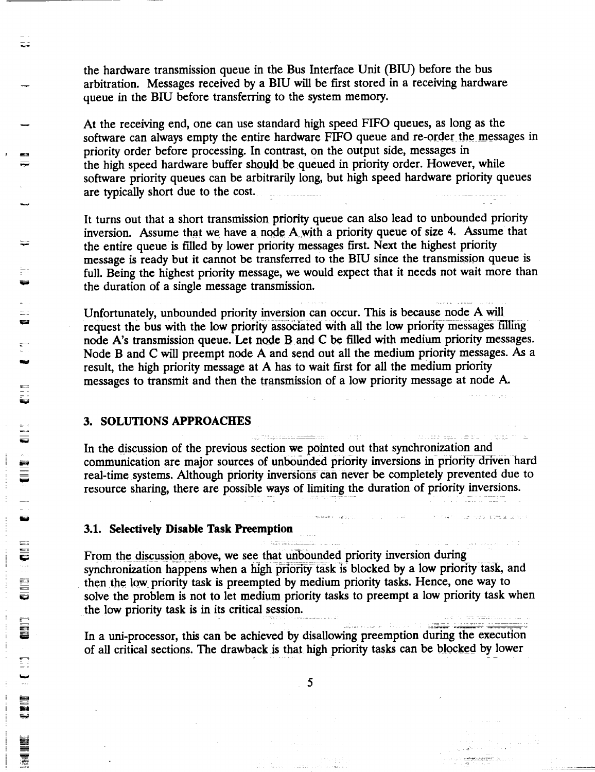the hardware transmission queue in the Bus Interface Unit (BIU) before the bus arbitration. Messages received by a BIU will be first stored in a receiving hardware queue in the BIU before transferring to the system memory.

At the receiving end, one can use standard high speed FIFO queues, as long as the software can always empty the entire hardware FIFO queue and re-order the messages in priority order before processing. In contrast, on the output side, messages in the high speed hardware buffer should be queued in priority order. However, while software priority queues can be arbitrarily long, but high speed hardware priority queues are typically short due to the cost.

It turns out that a short transmission priority queue can also lead to unbounded priority inversion. Assume that we have a node A with a priority queue of size 4. Assume that the entire queue is filled by lower priority messages first. Next the highest priority message is ready but it cannot be transferred to the BIU since the transmission queue is full. Being the highest priority message, we would expect that it needs not wait more than the duration of a single message transmission.

Unfortunately, unbounded priority inversion can occur. This is because node A will request the bus with the low priority associated with all the low priority messages filling node A's transmission queue. Let node B and C be filled with medium priority messages. Node B and C will preempt node A and send out all the medium priority messages. As a result, the high priority message at A has to wait first for all the medium priority messages to transmit and then the transmission of a low priority message at node A.

## 3. SOLUTIONS APPROACHES

In the discussion of the previous section we pointed out that synchronization and communication are major sources of unbounded priority inversions in priority driven hard real-time systems. Although priority inversions can never be completely prevented due to resource sharing, there are possible ways of limiting the duration of priority inversions.

### 3.1. Selectively Disable Task Preemption

From the discussion above, we see that unbounded priority inversion during synchronization happens when a high priority task is blocked by a low priority task, and then the low priority task is preempted by medium priority tasks. Hence, one way to solve the problem is not to let medium priority tasks to preempt a low priority task when the low priority task is in its critical session.

In a uni-processor, this can be achieved by disallowing preemption during the execution of all critical sections. The drawback is that high priority tasks can be blocked by lower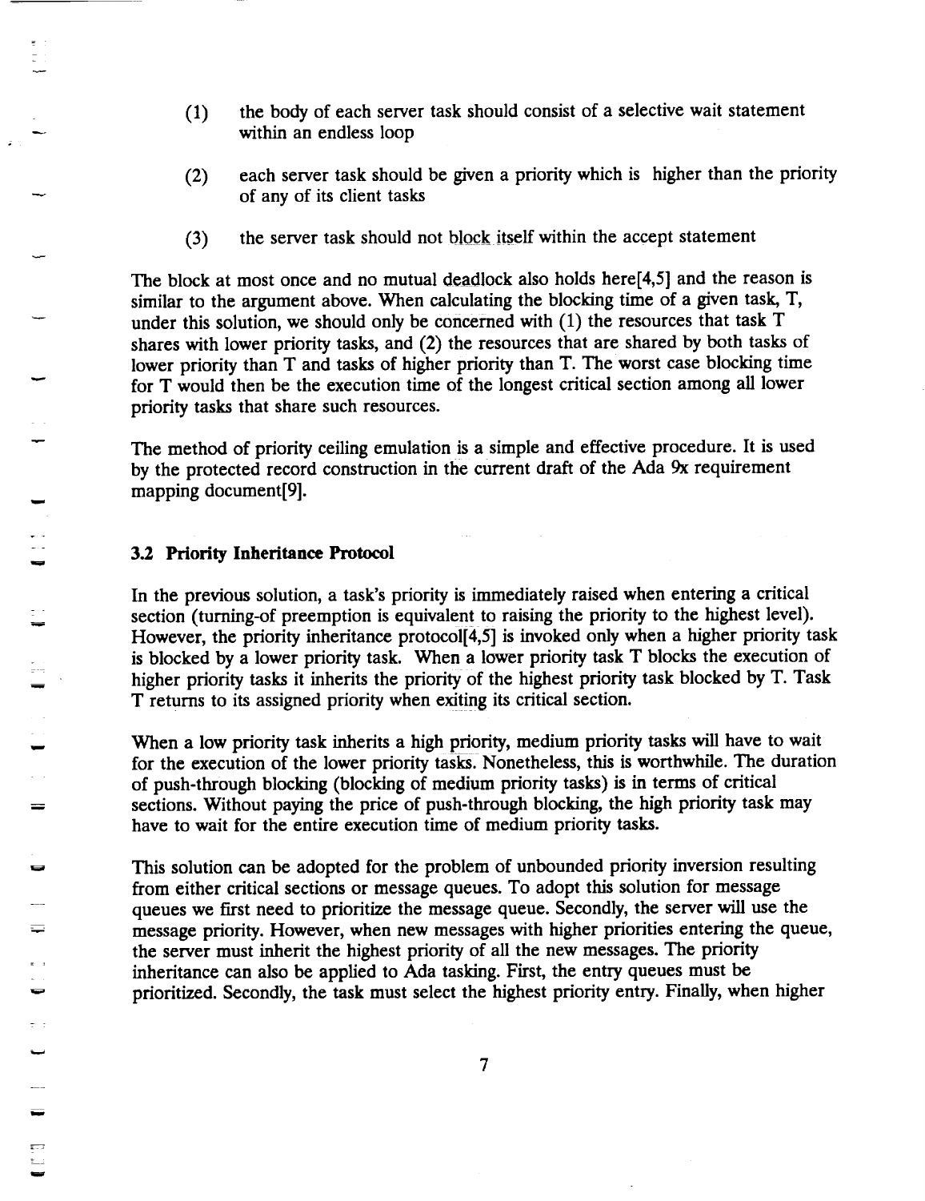(1) the body of each server task should consist of a selective wait statement within an endless loop

(2) each server task should be given a priority which is higher than the priority of any of its client tasks

(3) the server task should not block itself within the accept statement

The block at most once and no mutual deadlock also holds here[4,5] and the reason is similar to the argument above. When calculating the blocking time of a given task, T, under this solution, we should only be concerned with (1) the resources that task T shares with lower priority tasks, and (2) the resources that are shared by both tasks of lower priority than T and tasks of higher priority than T. The worst case blocking time for T would then be the execution time of the longest critical section among all lower priority tasks that share such resources.

The method of priority ceiling emulation is a simple and effective procedure. It is used by the protected record construction in the current draft of the Ada 9x requirement mapping document[9].

### 3.2 Priority Inheritance Protocol

In the previous solution, a task's priority is immediately raised when entering a critical section (turning-of preemption is equivalent to raising the priority to the highest level). However, the priority inheritance protocol[4,5] is invoked only when a higher priority task is blocked by a lower priority task. When a lower priority task T blocks the execution of higher priority tasks it inherits the priority of the highest priority task blocked by T. Task T returns to its assigned priority when exiting its critical section.

When a low priority task inherits a high priority, medium priority tasks will have to wait for the execution of the lower priority tasks. Nonetheless, this is worthwhile. The duration of push-through blocking (blocking of medium priority tasks) is in terms of critical sections. Without paying the price of push-through blocking, the high priority task may have to wait for the entire execution time of medium priority tasks.

This solution can be adopted for the problem of unbounded priority inversion resulting from either critical sections or message queues. To adopt this solution for message queues we first need to prioritize the message queue. Secondly, the server will use the message priority. However, when new messages with higher priorities entering the queue, the server must inherit the highest priority of all the new messages. The priority inheritance can also be applied to Ada tasking. First, the entry queues must be prioritized. Secondly, the task must select the highest priority entry. Finally, when higher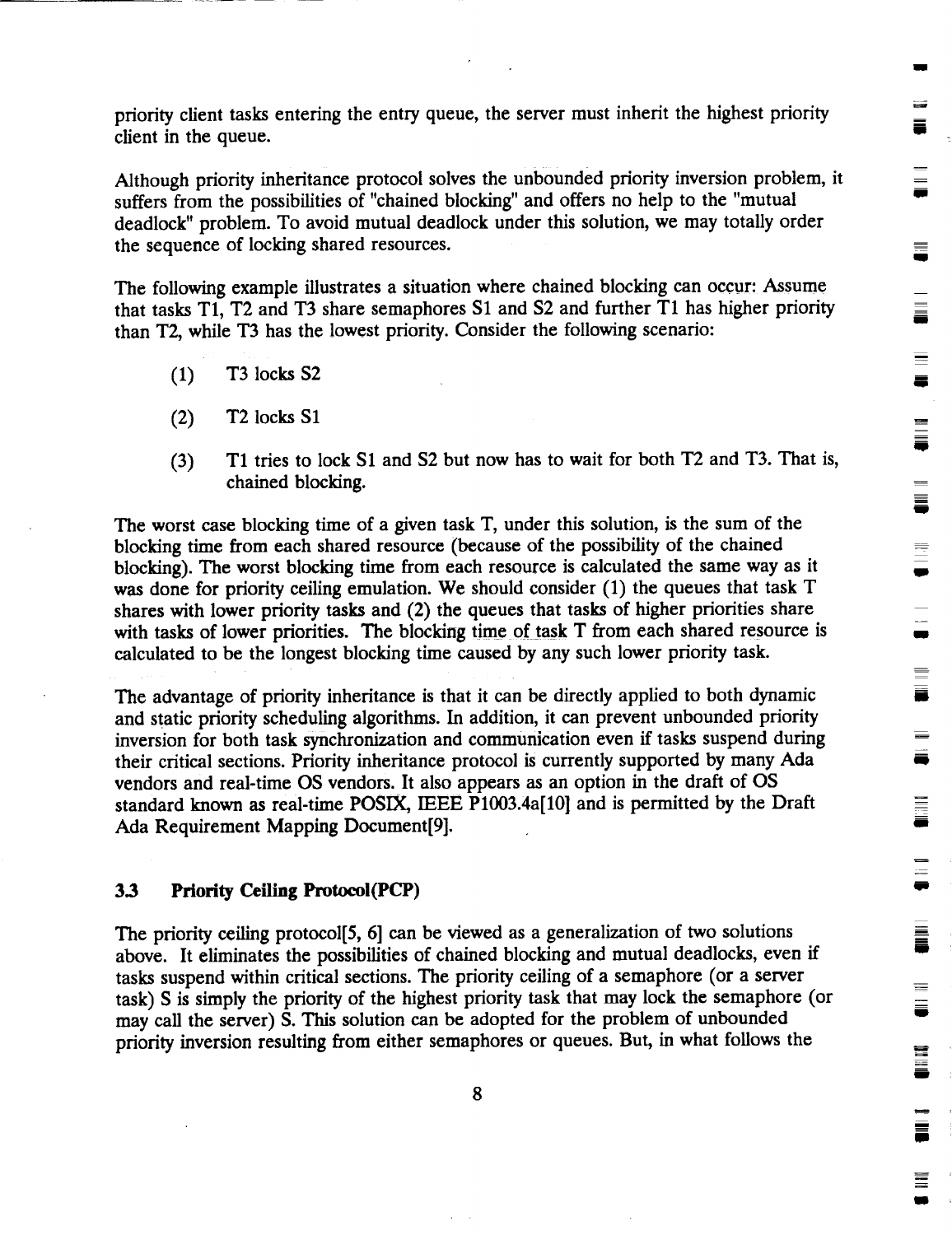priority client tasks entering the entry queue, the server must inherit the highest priority client in the queue.

Although priority inheritance protocol solves the unbounded priority inversion problem, it suffers from the possibilities of "chained blocking" and offers no help to the "mutual deadlock" problem. To avoid mutual deadlock under this solution, we may totally order the sequence of locking shared resources.

The following example illustrates a situation where chained blocking can occur: Assume that tasks T1, T2 and T3 share semaphores S1 and S2 and further T1 has higher priority than T2, while T3 has the lowest priority. Consider the following scenario:

(1) T3 locks S2

(2) T2 locks S1

(3) T1 tries to lock S1 and S2 but now has to wait for both T2 and T3. That is, chained blocking.

The worst case blocking time of a given task T, under this solution, is the sum of the blocking time from each shared resource (because of the possibility of the chained blocking). The worst blocking time from each resource is calculated the same way as it was done for priority ceiling emulation. We should consider (1) the queues that task T shares with lower priority tasks and (2) the queues that tasks of higher priorities share with tasks of lower priorities. The blocking time of task T from each shared resource is calculated to be the longest blocking time caused by any such lower priority task.

The advantage of priority inheritance is that it can be directly applied to both dynamic and static priority scheduling algorithms. In addition, it can prevent unbounded priority inversion for both task synchronization and communication even if tasks suspend during their critical sections. Priority inheritance protocol is currently supported by many Ada vendors and real-time OS vendors. It also appears as an option in the draft of OS standard known as real-time POSIX, IEEE P1003.4a[10] and is permitted by the Draft Ada Requirement Mapping Document[9].

### 3.3 Priority Ceiling Protocol(PCP)

The priority ceiling protocol[5, 6] can be viewed as a generalization of two solutions above. It eliminates the possibilities of chained blocking and mutual deadlocks, even if tasks suspend within critical sections. The priority ceiling of a semaphore (or a server task) S is simply the priority of the highest priority task that may lock the semaphore (or may call the server) S. This solution can be adopted for the problem of unbounded priority inversion resulting from either semaphores or queues. But, in what follows the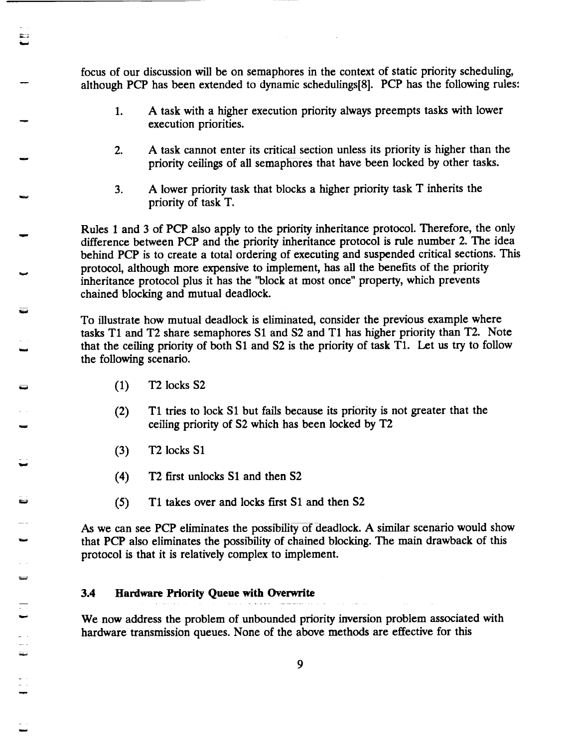focus of our discussion will be on semaphores in the context of static priority scheduling, although PCP has been extended to dynamic schedulings[8]. PCP has the following rules:

1. A task with a higher execution priority always preempts tasks with lower execution priorities.

2. A task cannot enter its critical section unless its priority is higher than the priority ceilings of all semaphores that have been locked by other tasks.

3. A lower priority task that blocks a higher priority task T inherits the priority of task T.

Rules 1 and 3 of PCP also apply to the priority inheritance protocol. Therefore, the only difference between PCP and the priority inheritance protocol is rule number 2. The idea behind PCP is to create a total ordering of executing and suspended critical sections. This protocol, although more expensive to implement, has all the benefits of the priority inheritance protocol plus it has the "block at most once" property, which prevents chained blocking and mutual deadlock.

To illustrate how mutual deadlock is eliminated, consider the previous example where tasks T1 and T2 share semaphores S1 and S2 and T1 has higher priority than T2. Note that the ceiling priority of both S1 and S2 is the priority of task T1. Let us try to follow the following scenario.

(1) T2 locks S2

(2) T1 tries to lock S1 but fails because its priority is not greater that the ceiling priority of S2 which has been locked by T2

(3) T2 locks S1

(4) T2 first unlocks S1 and then S2

(5) T1 takes over and locks first S1 and then S2

As we can see PCP eliminates the possibility of deadlock. A similar scenario would show that PCP also eliminates the possibility of chained blocking. The main drawback of this protocol is that it is relatively complex to implement.

### 3.4 Hardware Priority Queue with Overwrite

We now address the problem of unbounded priority inversion problem associated with hardware transmission queues. None of the above methods are effective for this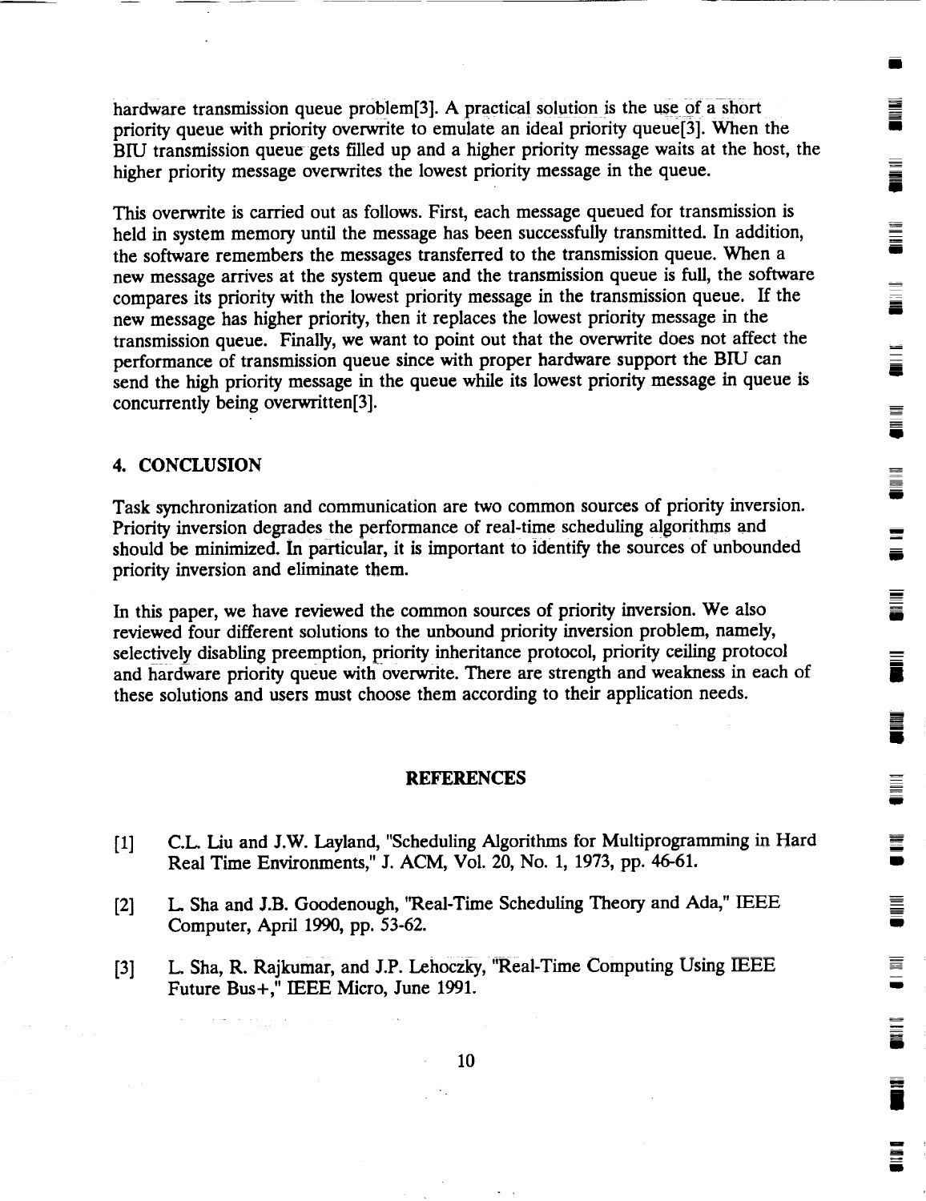hardware transmission queue problem[3]. A practical solution is the use of a short priority queue with priority overwrite to emulate an ideal priority queue[3]. When the BIU transmission queue gets filled up and a higher priority message waits at the host, the higher priority message overwrites the lowest priority message in the queue.

This overwrite is carried out as follows. First, each message queued for transmission is held in system memory until the message has been successfully transmitted. In addition, the software remembers the messages transferred to the transmission queue. When a new message arrives at the system queue and the transmission queue is full, the software compares its priority with the lowest priority message in the transmission queue. If the new message has higher priority, then it replaces the lowest priority message in the transmission queue. Finally, we want to point out that the overwrite does not affect the performance of transmission queue since with proper hardware support the BIU can send the high priority message in the queue while its lowest priority message in queue is concurrently being overwritten[3].

## 4. CONCLUSION

Task synchronization and communication are two common sources of priority inversion. Priority inversion degrades the performance of real-time scheduling algorithms and should be minimized. In particular, it is important to identify the sources of unbounded priority inversion and eliminate them.

In this paper, we have reviewed the common sources of priority inversion. We also reviewed four different solutions to the unbound priority inversion problem, namely, selectively disabling preemption, priority inheritance protocol, priority ceiling protocol and hardware priority queue with overwrite. There are strength and weakness in each of these solutions and users must choose them according to their application needs.

## REFERENCES

[1] C.L. Liu and J.W. Layland, "Scheduling Algorithms for Multiprogramming in Hard Real Time Environments," J. ACM, Vol. 20, No. 1, 1973, pp. 46-61.

[2] L. Sha and J.B. Goodenough, "Real-Time Scheduling Theory and Ada," IEEE Computer, April 1990, pp. 53-62.

[3] L. Sha, R. Rajkumar, and J.P. Lehoczky, "Real-Time Computing Using IEEE Future Bus+," IEEE Micro, June 1991.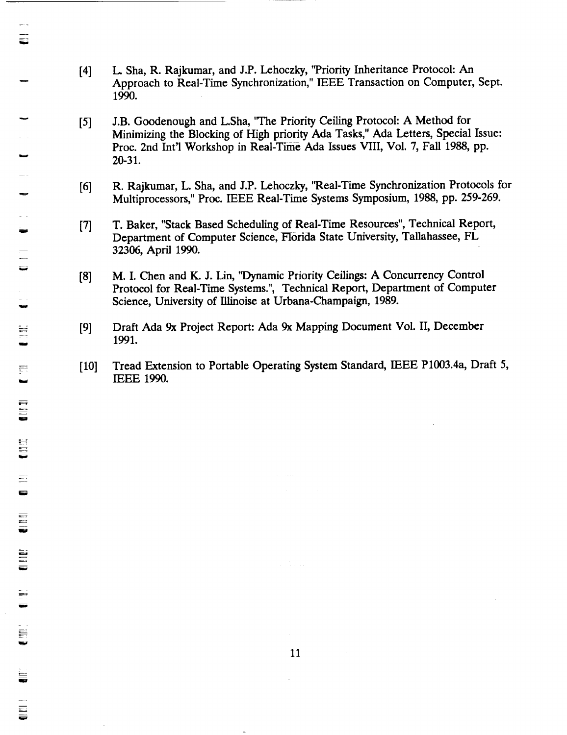[4] L. Sha, R. Rajkumar, and J.P. Lehoczky, "Priority Inheritance Protocol: An Approach to Real-Time Synchronization," IEEE Transaction on Computer, Sept. 1990.

[5] J.B. Goodenough and L.Sha, "The Priority Ceiling Protocol: A Method for Minimizing the Blocking of High priority Ada Tasks," Ada Letters, Special Issue: Proc. 2nd Int'l Workshop in Real-Time Ada Issues VIII, Vol. 7, Fall 1988, pp. 20-31.

[6] R. Rajkumar, L. Sha, and J.P. Lehoczky, "Real-Time Synchronization Protocols for Multiprocessors," Proc. IEEE Real-Time Systems Symposium, 1988, pp. 259-269.

[7] T. Baker, "Stack Based Scheduling of Real-Time Resources", Technical Report, Department of Computer Science, Florida State University, Tallahassee, FL 32306, April 1990.

[8] M. I. Chen and K. J. Lin, "Dynamic Priority Ceilings: A Concurrency Control Protocol for Real-Time Systems.", Technical Report, Department of Computer Science, University of Illinoise at Urbana-Champaign, 1989.

[9] Draft Ada 9x Project Report: Ada 9x Mapping Document Vol. II, December 1991.

[10] Tread Extension to Portable Operating System Standard, IEEE P1003.4a, Draft 5, IEEE 1990.